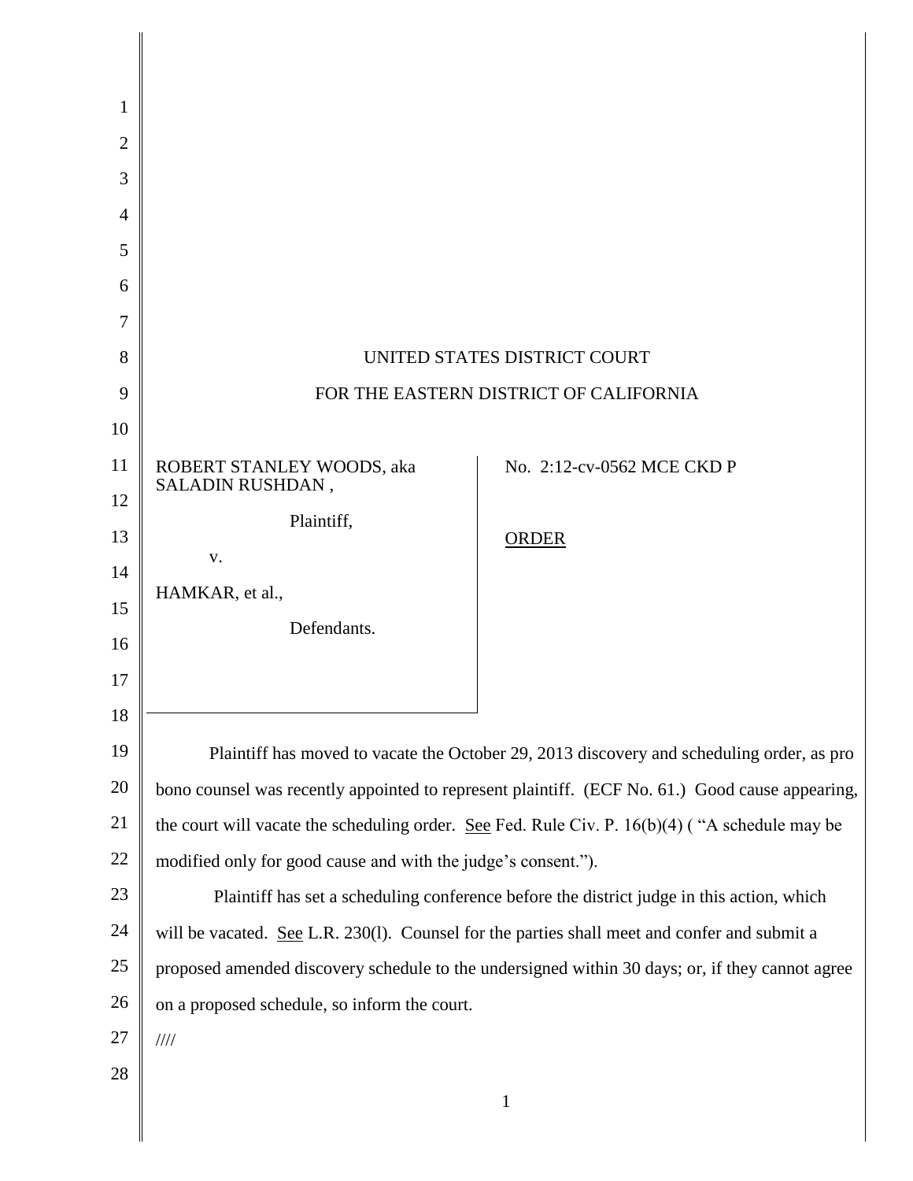UNITED STATES DISTRICT COURT

FOR THE EASTERN DISTRICT OF CALIFORNIA

ROBERT STANLEY WOODS, aka SALADIN RUSHDAN,

Plaintiff,

v.

HAMKAR, et al.,

Defendants.

No. 2:12-cv-0562 MCE CKD P

ORDER

Plaintiff has moved to vacate the October 29, 2013 discovery and scheduling order, as pro bono counsel was recently appointed to represent plaintiff. (ECF No. 61.) Good cause appearing, the court will vacate the scheduling order. See Fed. Rule Civ. P. 16(b)(4) ( "A schedule may be modified only for good cause and with the judge's consent.").

Plaintiff has set a scheduling conference before the district judge in this action, which will be vacated. See L.R. 230(l). Counsel for the parties shall meet and confer and submit a proposed amended discovery schedule to the undersigned within 30 days; or, if they cannot agree on a proposed schedule, so inform the court.

////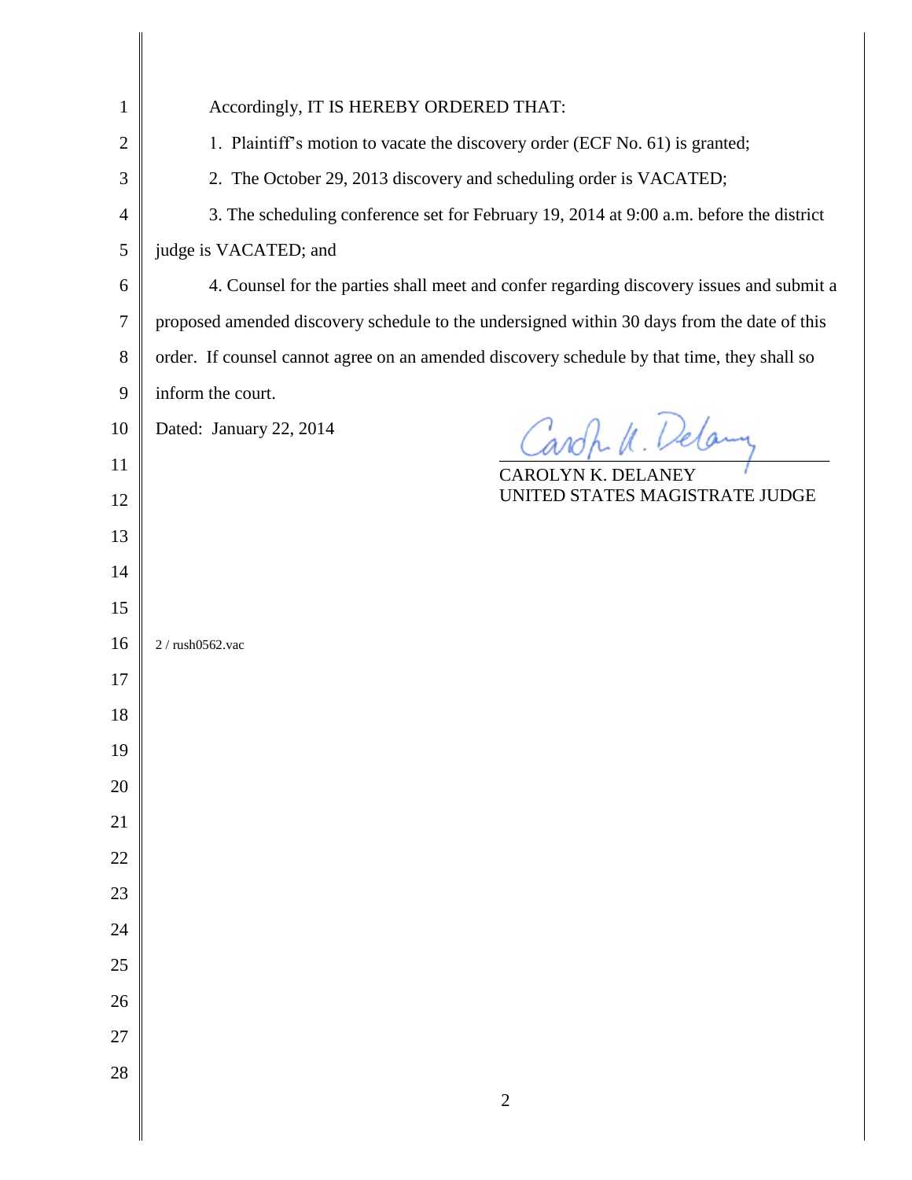Accordingly, IT IS HEREBY ORDERED THAT:

1. Plaintiff's motion to vacate the discovery order (ECF No. 61) is granted;

2. The October 29, 2013 discovery and scheduling order is VACATED;

3. The scheduling conference set for February 19, 2014 at 9:00 a.m. before the district judge is VACATED; and

4. Counsel for the parties shall meet and confer regarding discovery issues and submit a proposed amended discovery schedule to the undersigned within 30 days from the date of this order. If counsel cannot agree on an amended discovery schedule by that time, they shall so inform the court.

Dated: January 22, 2014

CAROLYN K. DELANEY
UNITED STATES MAGISTRATE JUDGE

2 / rush0562.vac